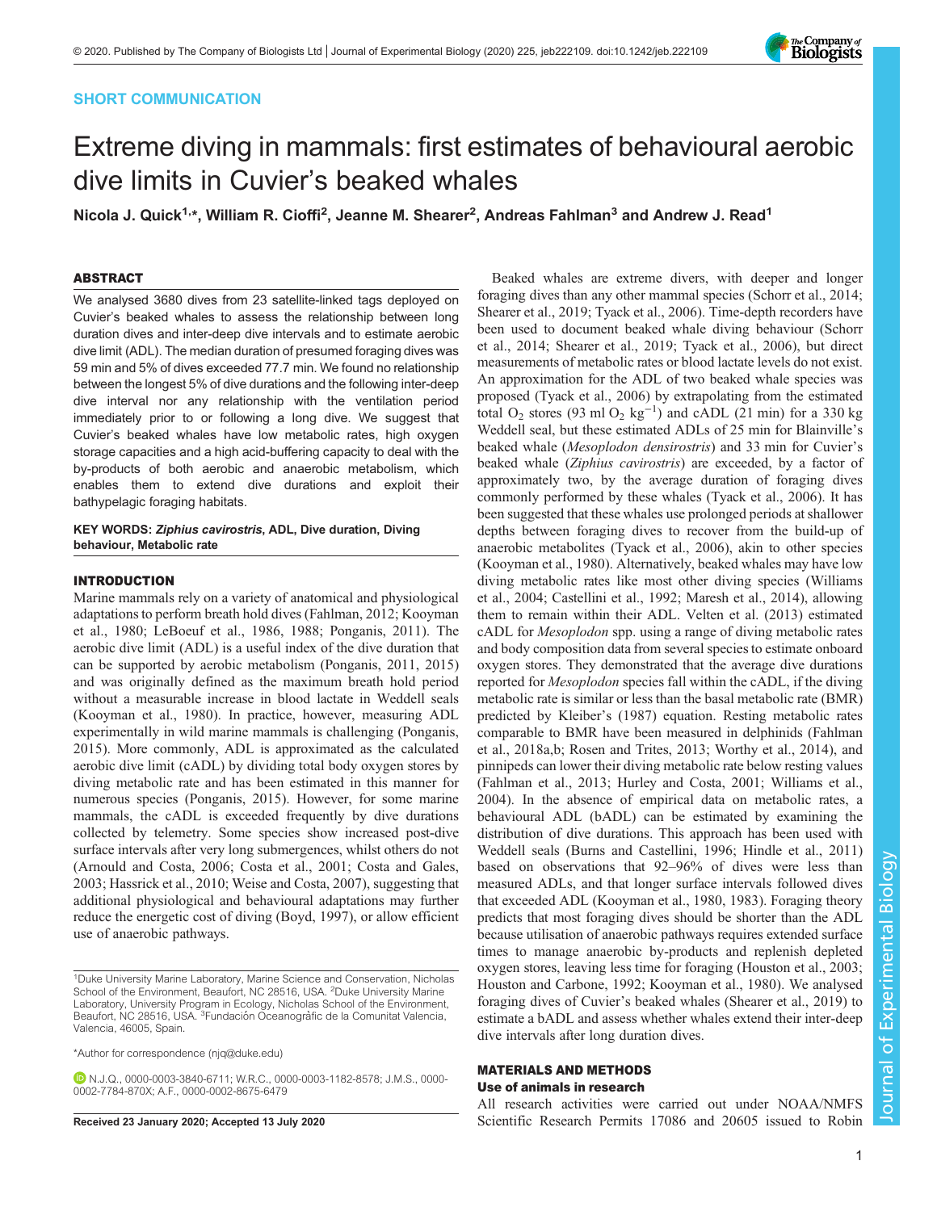SHORT COMMUNICATION

# Extreme diving in mammals: first estimates of behavioural aerobic dive limits in Cuvier's beaked whales

Nicola J. Quick[1,*], William R. Cioffi[2], Jeanne M. Shearer[2], Andreas Fahlman[3] and Andrew J. Read[1]

## ABSTRACT

We analysed 3680 dives from 23 satellite-linked tags deployed on Cuvier's beaked whales to assess the relationship between long duration dives and inter-deep dive intervals and to estimate aerobic dive limit (ADL). The median duration of presumed foraging dives was 59 min and 5% of dives exceeded 77.7 min. We found no relationship between the longest 5% of dive durations and the following inter-deep dive interval nor any relationship with the ventilation period immediately prior to or following a long dive. We suggest that Cuvier's beaked whales have low metabolic rates, high oxygen storage capacities and a high acid-buffering capacity to deal with the by-products of both aerobic and anaerobic metabolism, which enables them to extend dive durations and exploit their bathypelagic foraging habitats.

**KEY WORDS:** ***Ziphius cavirostris*****, ADL, Dive duration, Diving behaviour, Metabolic rate**

## INTRODUCTION

Marine mammals rely on a variety of anatomical and physiological adaptations to perform breath hold dives (Fahlman, 2012; Kooyman et al., 1980; LeBoeuf et al., 1986, 1988; Ponganis, 2011). The aerobic dive limit (ADL) is a useful index of the dive duration that can be supported by aerobic metabolism (Ponganis, 2011, 2015) and was originally defined as the maximum breath hold period without a measurable increase in blood lactate in Weddell seals (Kooyman et al., 1980). In practice, however, measuring ADL experimentally in wild marine mammals is challenging (Ponganis, 2015). More commonly, ADL is approximated as the calculated aerobic dive limit (cADL) by dividing total body oxygen stores by diving metabolic rate and has been estimated in this manner for numerous species (Ponganis, 2015). However, for some marine mammals, the cADL is exceeded frequently by dive durations collected by telemetry. Some species show increased post-dive surface intervals after very long submergences, whilst others do not (Arnould and Costa, 2006; Costa et al., 2001; Costa and Gales, 2003; Hassrick et al., 2010; Weise and Costa, 2007), suggesting that additional physiological and behavioural adaptations may further reduce the energetic cost of diving (Boyd, 1997), or allow efficient use of anaerobic pathways.

Beaked whales are extreme divers, with deeper and longer foraging dives than any other mammal species (Schorr et al., 2014; Shearer et al., 2019; Tyack et al., 2006). Time-depth recorders have been used to document beaked whale diving behaviour (Schorr et al., 2014; Shearer et al., 2019; Tyack et al., 2006), but direct measurements of metabolic rates or blood lactate levels do not exist. An approximation for the ADL of two beaked whale species was proposed (Tyack et al., 2006) by extrapolating from the estimated total $O_2$ stores (93 ml $O_2$ kg$^{-1}$) and cADL (21 min) for a 330 kg Weddell seal, but these estimated ADLs of 25 min for Blainville's beaked whale (*Mesoplodon densirostris*) and 33 min for Cuvier's beaked whale (*Ziphius cavirostris*) are exceeded, by a factor of approximately two, by the average duration of foraging dives commonly performed by these whales (Tyack et al., 2006). It has been suggested that these whales use prolonged periods at shallower depths between foraging dives to recover from the build-up of anaerobic metabolites (Tyack et al., 2006), akin to other species (Kooyman et al., 1980). Alternatively, beaked whales may have low diving metabolic rates like most other diving species (Williams et al., 2004; Castellini et al., 1992; Maresh et al., 2014), allowing them to remain within their ADL. Velten et al. (2013) estimated cADL for *Mesoplodon* spp. using a range of diving metabolic rates and body composition data from several species to estimate onboard oxygen stores. They demonstrated that the average dive durations reported for *Mesoplodon* species fall within the cADL, if the diving metabolic rate is similar or less than the basal metabolic rate (BMR) predicted by Kleiber's (1987) equation. Resting metabolic rates comparable to BMR have been measured in delphinids (Fahlman et al., 2018a,b; Rosen and Trites, 2013; Worthy et al., 2014), and pinnipeds can lower their diving metabolic rate below resting values (Fahlman et al., 2013; Hurley and Costa, 2001; Williams et al., 2004). In the absence of empirical data on metabolic rates, a behavioural ADL (bADL) can be estimated by examining the distribution of dive durations. This approach has been used with Weddell seals (Burns and Castellini, 1996; Hindle et al., 2011) based on observations that 92–96% of dives were less than measured ADLs, and that longer surface intervals followed dives that exceeded ADL (Kooyman et al., 1980, 1983). Foraging theory predicts that most foraging dives should be shorter than the ADL because utilisation of anaerobic pathways requires extended surface times to manage anaerobic by-products and replenish depleted oxygen stores, leaving less time for foraging (Houston et al., 2003; Houston and Carbone, 1992; Kooyman et al., 1980). We analysed foraging dives of Cuvier's beaked whales (Shearer et al., 2019) to estimate a bADL and assess whether whales extend their inter-deep dive intervals after long duration dives.

## MATERIALS AND METHODS

### Use of animals in research

All research activities were carried out under NOAA/NMFS Scientific Research Permits 17086 and 20605 issued to Robin

[1]Duke University Marine Laboratory, Marine Science and Conservation, Nicholas School of the Environment, Beaufort, NC 28516, USA. [2]Duke University Marine Laboratory, University Program in Ecology, Nicholas School of the Environment, Beaufort, NC 28516, USA. [3]Fundación Oceanogràfic de la Comunitat Valencia, Valencia, 46005, Spain.

*Author for correspondence (njq@duke.edu)

N.J.Q., 0000-0003-3840-6711; W.R.C., 0000-0003-1182-8578; J.M.S., 0000-0002-7784-870X; A.F., 0000-0002-8675-6479

Received 23 January 2020; Accepted 13 July 2020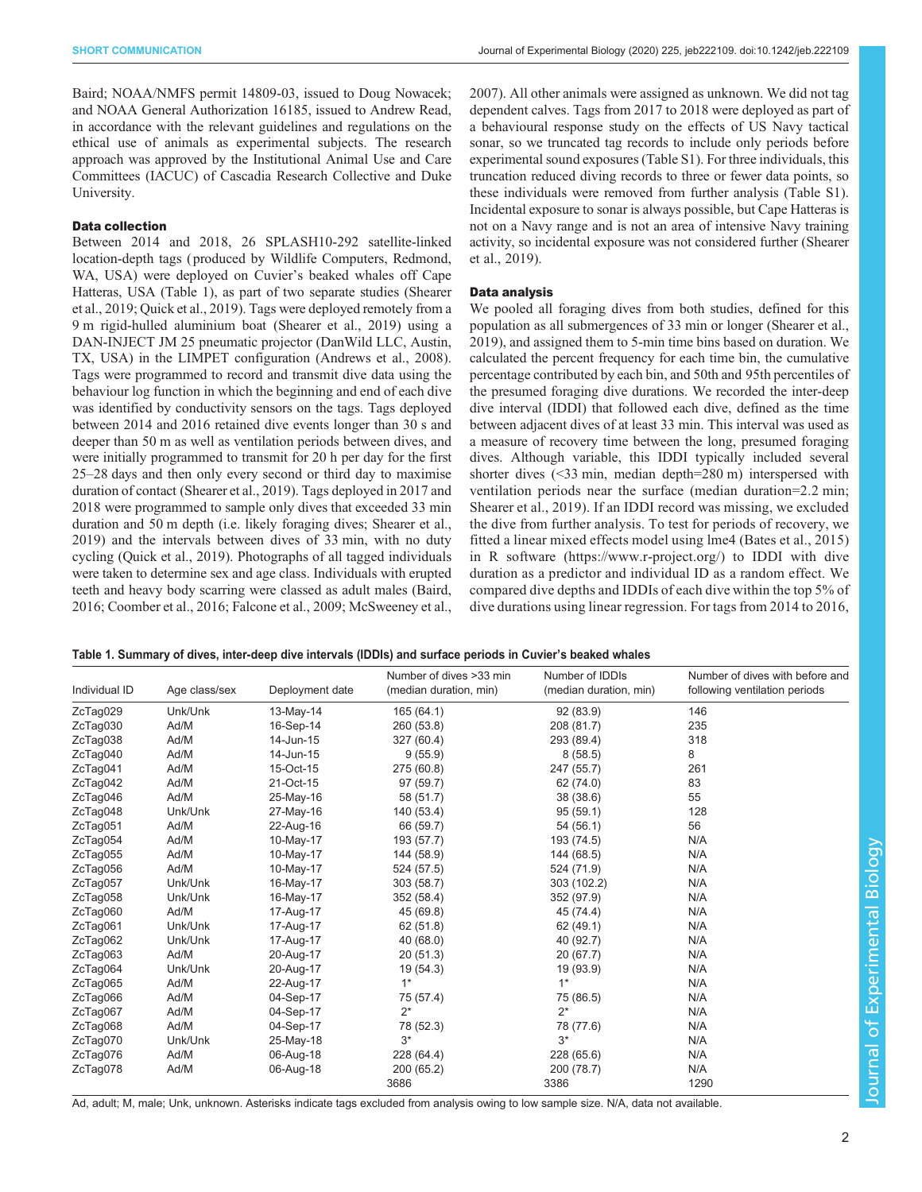Baird; NOAA/NMFS permit 14809-03, issued to Doug Nowacek; and NOAA General Authorization 16185, issued to Andrew Read, in accordance with the relevant guidelines and regulations on the ethical use of animals as experimental subjects. The research approach was approved by the Institutional Animal Use and Care Committees (IACUC) of Cascadia Research Collective and Duke University.

### Data collection

Between 2014 and 2018, 26 SPLASH10-292 satellite-linked location-depth tags (produced by Wildlife Computers, Redmond, WA, USA) were deployed on Cuvier's beaked whales off Cape Hatteras, USA (Table 1), as part of two separate studies (Shearer et al., 2019; Quick et al., 2019). Tags were deployed remotely from a 9 m rigid-hulled aluminium boat (Shearer et al., 2019) using a DAN-INJECT JM 25 pneumatic projector (DanWild LLC, Austin, TX, USA) in the LIMPET configuration (Andrews et al., 2008). Tags were programmed to record and transmit dive data using the behaviour log function in which the beginning and end of each dive was identified by conductivity sensors on the tags. Tags deployed between 2014 and 2016 retained dive events longer than 30 s and deeper than 50 m as well as ventilation periods between dives, and were initially programmed to transmit for 20 h per day for the first 25–28 days and then only every second or third day to maximise duration of contact (Shearer et al., 2019). Tags deployed in 2017 and 2018 were programmed to sample only dives that exceeded 33 min duration and 50 m depth (i.e. likely foraging dives; Shearer et al., 2019) and the intervals between dives of 33 min, with no duty cycling (Quick et al., 2019). Photographs of all tagged individuals were taken to determine sex and age class. Individuals with erupted teeth and heavy body scarring were classed as adult males (Baird, 2016; Coomber et al., 2016; Falcone et al., 2009; McSweeney et al., 2007). All other animals were assigned as unknown. We did not tag dependent calves. Tags from 2017 to 2018 were deployed as part of a behavioural response study on the effects of US Navy tactical sonar, so we truncated tag records to include only periods before experimental sound exposures (Table S1). For three individuals, this truncation reduced diving records to three or fewer data points, so these individuals were removed from further analysis (Table S1). Incidental exposure to sonar is always possible, but Cape Hatteras is not on a Navy range and is not an area of intensive Navy training activity, so incidental exposure was not considered further (Shearer et al., 2019).

### Data analysis

We pooled all foraging dives from both studies, defined for this population as all submergences of 33 min or longer (Shearer et al., 2019), and assigned them to 5-min time bins based on duration. We calculated the percent frequency for each time bin, the cumulative percentage contributed by each bin, and 50th and 95th percentiles of the presumed foraging dive durations. We recorded the inter-deep dive interval (IDDI) that followed each dive, defined as the time between adjacent dives of at least 33 min. This interval was used as a measure of recovery time between the long, presumed foraging dives. Although variable, this IDDI typically included several shorter dives (<33 min, median depth=280 m) interspersed with ventilation periods near the surface (median duration=2.2 min; Shearer et al., 2019). If an IDDI record was missing, we excluded the dive from further analysis. To test for periods of recovery, we fitted a linear mixed effects model using lme4 (Bates et al., 2015) in R software (https://www.r-project.org/) to IDDI with dive duration as a predictor and individual ID as a random effect. We compared dive depths and IDDIs of each dive within the top 5% of dive durations using linear regression. For tags from 2014 to 2016,

**Table 1. Summary of dives, inter-deep dive intervals (IDDIs) and surface periods in Cuvier's beaked whales**

| Individual ID | Age class/sex | Deployment date | Number of dives >33 min (median duration, min) | Number of IDDIs (median duration, min) | Number of dives with before and following ventilation periods |
|---|---|---|---|---|---|
| ZcTag029 | Unk/Unk | 13-May-14 | 165 (64.1) | 92 (83.9) | 146 |
| ZcTag030 | Ad/M | 16-Sep-14 | 260 (53.8) | 208 (81.7) | 235 |
| ZcTag038 | Ad/M | 14-Jun-15 | 327 (60.4) | 293 (89.4) | 318 |
| ZcTag040 | Ad/M | 14-Jun-15 | 9 (55.9) | 8 (58.5) | 8 |
| ZcTag041 | Ad/M | 15-Oct-15 | 275 (60.8) | 247 (55.7) | 261 |
| ZcTag042 | Ad/M | 21-Oct-15 | 97 (59.7) | 62 (74.0) | 83 |
| ZcTag046 | Ad/M | 25-May-16 | 58 (51.7) | 38 (38.6) | 55 |
| ZcTag048 | Unk/Unk | 27-May-16 | 140 (53.4) | 95 (59.1) | 128 |
| ZcTag051 | Ad/M | 22-Aug-16 | 66 (59.7) | 54 (56.1) | 56 |
| ZcTag054 | Ad/M | 10-May-17 | 193 (57.7) | 193 (74.5) | N/A |
| ZcTag055 | Ad/M | 10-May-17 | 144 (58.9) | 144 (68.5) | N/A |
| ZcTag056 | Ad/M | 10-May-17 | 524 (57.5) | 524 (71.9) | N/A |
| ZcTag057 | Unk/Unk | 16-May-17 | 303 (58.7) | 303 (102.2) | N/A |
| ZcTag058 | Unk/Unk | 16-May-17 | 352 (58.4) | 352 (97.9) | N/A |
| ZcTag060 | Ad/M | 17-Aug-17 | 45 (69.8) | 45 (74.4) | N/A |
| ZcTag061 | Unk/Unk | 17-Aug-17 | 62 (51.8) | 62 (49.1) | N/A |
| ZcTag062 | Unk/Unk | 17-Aug-17 | 40 (68.0) | 40 (92.7) | N/A |
| ZcTag063 | Ad/M | 20-Aug-17 | 20 (51.3) | 20 (67.7) | N/A |
| ZcTag064 | Unk/Unk | 20-Aug-17 | 19 (54.3) | 19 (93.9) | N/A |
| ZcTag065 | Ad/M | 22-Aug-17 | 1* | 1* | N/A |
| ZcTag066 | Ad/M | 04-Sep-17 | 75 (57.4) | 75 (86.5) | N/A |
| ZcTag067 | Ad/M | 04-Sep-17 | 2* | 2* | N/A |
| ZcTag068 | Ad/M | 04-Sep-17 | 78 (52.3) | 78 (77.6) | N/A |
| ZcTag070 | Unk/Unk | 25-May-18 | 3* | 3* | N/A |
| ZcTag076 | Ad/M | 06-Aug-18 | 228 (64.4) | 228 (65.6) | N/A |
| ZcTag078 | Ad/M | 06-Aug-18 | 200 (65.2) | 200 (78.7) | N/A |
| | | | 3686 | 3386 | 1290 |

Ad, adult; M, male; Unk, unknown. Asterisks indicate tags excluded from analysis owing to low sample size. N/A, data not available.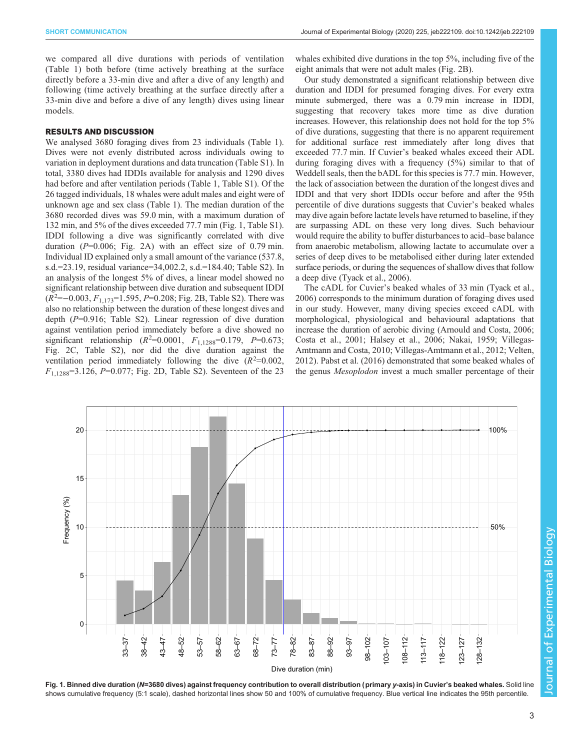we compared all dive durations with periods of ventilation (Table 1) both before (time actively breathing at the surface directly before a 33-min dive and after a dive of any length) and following (time actively breathing at the surface directly after a 33-min dive and before a dive of any length) dives using linear models.

## RESULTS AND DISCUSSION

We analysed 3680 foraging dives from 23 individuals (Table 1). Dives were not evenly distributed across individuals owing to variation in deployment durations and data truncation (Table S1). In total, 3380 dives had IDDIs available for analysis and 1290 dives had before and after ventilation periods (Table 1, Table S1). Of the 26 tagged individuals, 18 whales were adult males and eight were of unknown age and sex class (Table 1). The median duration of the 3680 recorded dives was 59.0 min, with a maximum duration of 132 min, and 5% of the dives exceeded 77.7 min (Fig. 1, Table S1). IDDI following a dive was significantly correlated with dive duration ($P$=0.006; Fig. 2A) with an effect size of 0.79 min. Individual ID explained only a small amount of the variance (537.8, s.d.=23.19, residual variance=34,002.2, s.d.=184.40; Table S2). In an analysis of the longest 5% of dives, a linear model showed no significant relationship between dive duration and subsequent IDDI ($R^2$=−0.003, $F_{1,173}$=1.595, $P$=0.208; Fig. 2B, Table S2). There was also no relationship between the duration of these longest dives and depth ($P$=0.916; Table S2). Linear regression of dive duration against ventilation period immediately before a dive showed no significant relationship ($R^2$=0.0001, $F_{1,1288}$=0.179, $P$=0.673; Fig. 2C, Table S2), nor did the dive duration against the ventilation period immediately following the dive ($R^2$=0.002, $F_{1,1288}$=3.126, $P$=0.077; Fig. 2D, Table S2). Seventeen of the 23 whales exhibited dive durations in the top 5%, including five of the eight animals that were not adult males (Fig. 2B).

Our study demonstrated a significant relationship between dive duration and IDDI for presumed foraging dives. For every extra minute submerged, there was a 0.79 min increase in IDDI, suggesting that recovery takes more time as dive duration increases. However, this relationship does not hold for the top 5% of dive durations, suggesting that there is no apparent requirement for additional surface rest immediately after long dives that exceeded 77.7 min. If Cuvier's beaked whales exceed their ADL during foraging dives with a frequency (5%) similar to that of Weddell seals, then the bADL for this species is 77.7 min. However, the lack of association between the duration of the longest dives and IDDI and that very short IDDIs occur before and after the 95th percentile of dive durations suggests that Cuvier's beaked whales may dive again before lactate levels have returned to baseline, if they are surpassing ADL on these very long dives. Such behaviour would require the ability to buffer disturbances to acid–base balance from anaerobic metabolism, allowing lactate to accumulate over a series of deep dives to be metabolised either during later extended surface periods, or during the sequences of shallow dives that follow a deep dive (Tyack et al., 2006).

The cADL for Cuvier's beaked whales of 33 min (Tyack et al., 2006) corresponds to the minimum duration of foraging dives used in our study. However, many diving species exceed cADL with morphological, physiological and behavioural adaptations that increase the duration of aerobic diving (Arnould and Costa, 2006; Costa et al., 2001; Halsey et al., 2006; Nakai, 1959; Villegas-Amtmann and Costa, 2010; Villegas-Amtmann et al., 2012; Velten, 2012). Pabst et al. (2016) demonstrated that some beaked whales of the genus *Mesoplodon* invest a much smaller percentage of their

**Fig. 1. Binned dive duration (*N*=3680 dives) against frequency contribution to overall distribution (primary *y*-axis) in Cuvier's beaked whales.** Solid line shows cumulative frequency (5:1 scale), dashed horizontal lines show 50 and 100% of cumulative frequency. Blue vertical line indicates the 95th percentile.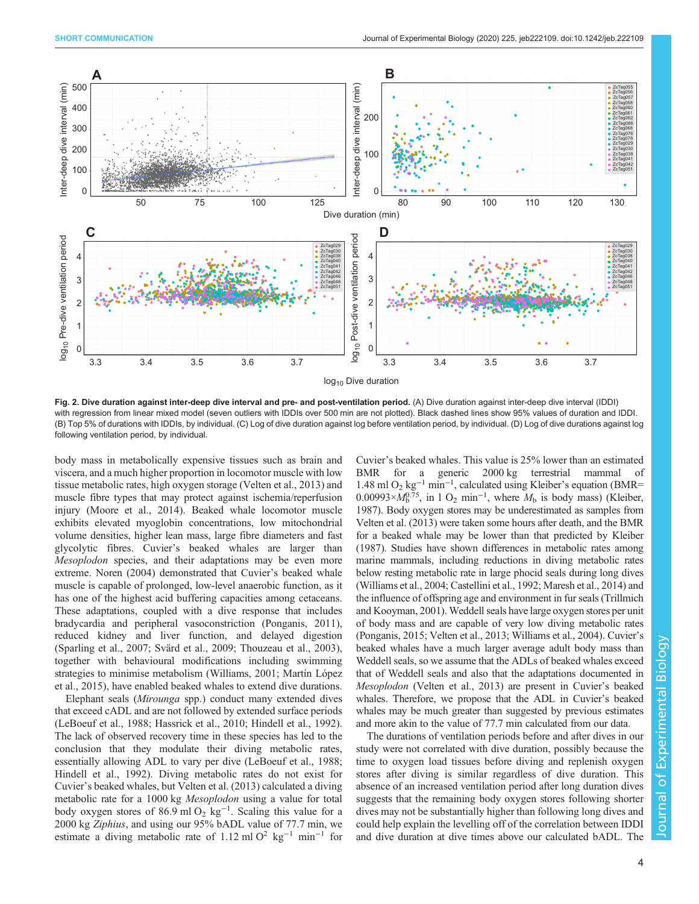**Fig. 2. Dive duration against inter-deep dive interval and pre- and post-ventilation period.** (A) Dive duration against inter-deep dive interval (IDDI) with regression from linear mixed model (seven outliers with IDDIs over 500 min are not plotted). Black dashed lines show 95% values of duration and IDDI. (B) Top 5% of durations with IDDIs, by individual. (C) Log of dive duration against log before ventilation period, by individual. (D) Log of dive durations against log following ventilation period, by individual.

body mass in metabolically expensive tissues such as brain and viscera, and a much higher proportion in locomotor muscle with low tissue metabolic rates, high oxygen storage (Velten et al., 2013) and muscle fibre types that may protect against ischemia/reperfusion injury (Moore et al., 2014). Beaked whale locomotor muscle exhibits elevated myoglobin concentrations, low mitochondrial volume densities, higher lean mass, large fibre diameters and fast glycolytic fibres. Cuvier's beaked whales are larger than *Mesoplodon* species, and their adaptations may be even more extreme. Noren (2004) demonstrated that Cuvier's beaked whale muscle is capable of prolonged, low-level anaerobic function, as it has one of the highest acid buffering capacities among cetaceans. These adaptations, coupled with a dive response that includes bradycardia and peripheral vasoconstriction (Ponganis, 2011), reduced kidney and liver function, and delayed digestion (Sparling et al., 2007; Svärd et al., 2009; Thouzeau et al., 2003), together with behavioural modifications including swimming strategies to minimise metabolism (Williams, 2001; Martín López et al., 2015), have enabled beaked whales to extend dive durations.

Elephant seals (*Mirounga* spp.) conduct many extended dives that exceed cADL and are not followed by extended surface periods (LeBoeuf et al., 1988; Hassrick et al., 2010; Hindell et al., 1992). The lack of observed recovery time in these species has led to the conclusion that they modulate their diving metabolic rates, essentially allowing ADL to vary per dive (LeBoeuf et al., 1988; Hindell et al., 1992). Diving metabolic rates do not exist for Cuvier's beaked whales, but Velten et al. (2013) calculated a diving metabolic rate for a 1000 kg *Mesoplodon* using a value for total body oxygen stores of 86.9 ml $O_2$ kg$^{-1}$. Scaling this value for a 2000 kg *Ziphius*, and using our 95% bADL value of 77.7 min, we estimate a diving metabolic rate of 1.12 ml $O^2$ kg$^{-1}$ min$^{-1}$ for Cuvier's beaked whales. This value is 25% lower than an estimated BMR for a generic 2000 kg terrestrial mammal of 1.48 ml $O_2$ kg$^{-1}$ min$^{-1}$, calculated using Kleiber's equation ($\mathrm{BMR}=0.00993\times M_b^{0.75}$, in l $O_2$ min$^{-1}$, where $M_b$ is body mass) (Kleiber, 1987). Body oxygen stores may be underestimated as samples from Velten et al. (2013) were taken some hours after death, and the BMR for a beaked whale may be lower than that predicted by Kleiber (1987). Studies have shown differences in metabolic rates among marine mammals, including reductions in diving metabolic rates below resting metabolic rate in large phocid seals during long dives (Williams et al., 2004; Castellini et al., 1992; Maresh et al., 2014) and the influence of offspring age and environment in fur seals (Trillmich and Kooyman, 2001). Weddell seals have large oxygen stores per unit of body mass and are capable of very low diving metabolic rates (Ponganis, 2015; Velten et al., 2013; Williams et al., 2004). Cuvier's beaked whales have a much larger average adult body mass than Weddell seals, so we assume that the ADLs of beaked whales exceed that of Weddell seals and also that the adaptations documented in *Mesoplodon* (Velten et al., 2013) are present in Cuvier's beaked whales. Therefore, we propose that the ADL in Cuvier's beaked whales may be much greater than suggested by previous estimates and more akin to the value of 77.7 min calculated from our data.

The durations of ventilation periods before and after dives in our study were not correlated with dive duration, possibly because the time to oxygen load tissues before diving and replenish oxygen stores after diving is similar regardless of dive duration. This absence of an increased ventilation period after long duration dives suggests that the remaining body oxygen stores following shorter dives may not be substantially higher than following long dives and could help explain the levelling off of the correlation between IDDI and dive duration at dive times above our calculated bADL. The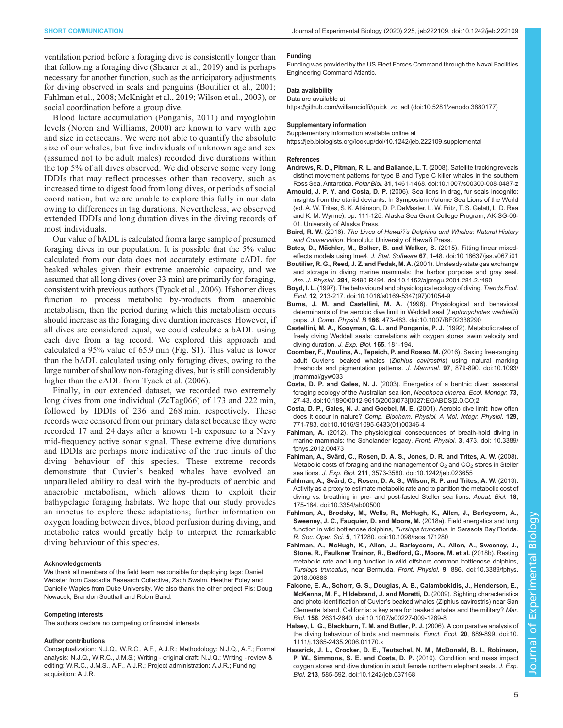ventilation period before a foraging dive is consistently longer than that following a foraging dive (Shearer et al., 2019) and is perhaps necessary for another function, such as the anticipatory adjustments for diving observed in seals and penguins (Boutilier et al., 2001; Fahlman et al., 2008; McKnight et al., 2019; Wilson et al., 2003), or social coordination before a group dive.

Blood lactate accumulation (Ponganis, 2011) and myoglobin levels (Noren and Williams, 2000) are known to vary with age and size in cetaceans. We were not able to quantify the absolute size of our whales, but five individuals of unknown age and sex (assumed not to be adult males) recorded dive durations within the top 5% of all dives observed. We did observe some very long IDDIs that may reflect processes other than recovery, such as increased time to digest food from long dives, or periods of social coordination, but we are unable to explore this fully in our data owing to differences in tag durations. Nevertheless, we observed extended IDDIs and long duration dives in the diving records of most individuals.

Our value of bADL is calculated from a large sample of presumed foraging dives in our population. It is possible that the 5% value calculated from our data does not accurately estimate cADL for beaked whales given their extreme anaerobic capacity, and we assumed that all long dives (over 33 min) are primarily for foraging, consistent with previous authors (Tyack et al., 2006). If shorter dives function to process metabolic by-products from anaerobic metabolism, then the period during which this metabolism occurs should increase as the foraging dive duration increases. However, if all dives are considered equal, we could calculate a bADL using each dive from a tag record. We explored this approach and calculated a 95% value of 65.9 min (Fig. S1). This value is lower than the bADL calculated using only foraging dives, owing to the large number of shallow non-foraging dives, but is still considerably higher than the cADL from Tyack et al. (2006).

Finally, in our extended dataset, we recorded two extremely long dives from one individual (ZcTag066) of 173 and 222 min, followed by IDDIs of 236 and 268 min, respectively. These records were censored from our primary data set because they were recorded 17 and 24 days after a known 1-h exposure to a Navy mid-frequency active sonar signal. These extreme dive durations and IDDIs are perhaps more indicative of the true limits of the diving behaviour of this species. These extreme records demonstrate that Cuvier's beaked whales have evolved an unparalleled ability to deal with the by-products of aerobic and anaerobic metabolism, which allows them to exploit their bathypelagic foraging habitats. We hope that our study provides an impetus to explore these adaptations; further information on oxygen loading between dives, blood perfusion during diving, and metabolic rates would greatly help to interpret the remarkable diving behaviour of this species.

#### Acknowledgements

We thank all members of the field team responsible for deploying tags: Daniel Webster from Cascadia Research Collective, Zach Swaim, Heather Foley and Danielle Waples from Duke University. We also thank the other project PIs: Doug Nowacek, Brandon Southall and Robin Baird.

#### Competing interests

The authors declare no competing or financial interests.

#### Author contributions

Conceptualization: N.J.Q., W.R.C., A.F., A.J.R.; Methodology: N.J.Q., A.F.; Formal analysis: N.J.Q., W.R.C., J.M.S.; Writing - original draft: N.J.Q.; Writing - review & editing: W.R.C., J.M.S., A.F., A.J.R.; Project administration: A.J.R.; Funding acquisition: A.J.R.

#### Funding

Funding was provided by the US Fleet Forces Command through the Naval Facilities Engineering Command Atlantic.

#### Data availability

Data are available at https://github.com/williamcioffi/quick_zc_adl (doi:10.5281/zenodo.3880177)

#### Supplementary information

Supplementary information available online at https://jeb.biologists.org/lookup/doi/10.1242/jeb.222109.supplemental

#### References

**Andrews, R. D., Pitman, R. L. and Ballance, L. T.** (2008). Satellite tracking reveals distinct movement patterns for type B and Type C killer whales in the southern Ross Sea, Antarctica. *Polar Biol.* **31**, 1461-1468. doi:10.1007/s00300-008-0487-z

**Arnould, J. P. Y. and Costa, D. P.** (2006). Sea lions in drag, fur seals incognito: insights from the otariid deviants. In Symposium Volume Sea Lions of the World (ed. A. W. Trites, S. K. Atkinson, D. P. DeMaster, L. W. Fritz, T. S. Gelatt, L. D. Rea and K. M. Wynne), pp. 111-125. Alaska Sea Grant College Program, AK-SG-06-01. University of Alaska Press.

**Baird, R. W.** (2016). *The Lives of Hawai'i's Dolphins and Whales: Natural History and Conservation*. Honolulu: University of Hawai'i Press.

**Bates, D., Mächler, M., Bolker, B. and Walker, S.** (2015). Fitting linear mixed-effects models using lme4. *J. Stat. Software* **67**, 1-48. doi:10.18637/jss.v067.i01

**Boutilier, R. G., Reed, J. Z. and Fedak, M. A.** (2001). Unsteady-state gas exchange and storage in diving marine mammals: the harbor porpoise and gray seal. *Am. J. Physiol.* **281**, R490-R494. doi:10.1152/ajpregu.2001.281.2.r490

**Boyd, I. L.** (1997). The behavioural and physiological ecology of diving. *Trends Ecol. Evol.* **12**, 213-217. doi:10.1016/s0169-5347(97)01054-9

**Burns, J. M. and Castellini, M. A.** (1996). Physiological and behavioral determinants of the aerobic dive limit in Weddell seal (*Leptonychotes weddellii*) pups. *J. Comp. Physiol. B* **166**, 473-483. doi:10.1007/BF02338290

**Castellini, M. A., Kooyman, G. L. and Ponganis, P. J.** (1992). Metabolic rates of freely diving Weddell seals: correlations with oxygen stores, swim velocity and diving duration. *J. Exp. Biol.* **165**, 181-194.

**Coomber, F., Moulins, A., Tepsich, P. and Rosso, M.** (2016). Sexing free-ranging adult Cuvier's beaked whales (*Ziphius cavirostris*) using natural marking thresholds and pigmentation patterns. *J. Mammal.* **97**, 879-890. doi:10.1093/jmammal/gyw033

**Costa, D. P. and Gales, N. J.** (2003). Energetics of a benthic diver: seasonal foraging ecology of the Australian sea lion, *Neophoca cinerea*. *Ecol. Monogr.* **73**, 27-43. doi:10.1890/0012-9615(2003)073[0027:EOABDS]2.0.CO;2

**Costa, D. P., Gales, N. J. and Goebel, M. E.** (2001). Aerobic dive limit: how often does it occur in nature? *Comp. Biochem. Physiol. A Mol. Integr. Physiol.* **129**, 771-783. doi:10.1016/S1095-6433(01)00346-4

**Fahlman, A.** (2012). The physiological consequences of breath-hold diving in marine mammals: the Scholander legacy. *Front. Physiol.* **3**, 473. doi: 10.3389/fphys.2012.00473

**Fahlman, A., Svärd, C., Rosen, D. A. S., Jones, D. R. and Trites, A. W.** (2008). Metabolic costs of foraging and the management of $O_2$ and $CO_2$ stores in Steller sea lions. *J. Exp. Biol.* **211**, 3573-3580. doi:10.1242/jeb.023655

**Fahlman, A., Svärd, C., Rosen, D. A. S., Wilson, R. P. and Trites, A. W.** (2013). Activity as a proxy to estimate metabolic rate and to partition the metabolic cost of diving vs. breathing in pre- and post-fasted Steller sea lions. *Aquat. Biol.* **18**, 175-184. doi:10.3354/ab00500

**Fahlman, A., Brodsky, M., Wells, R., McHugh, K., Allen, J., Barleycorn, A., Sweeney, J. C., Fauquier, D. and Moore, M.** (2018a). Field energetics and lung function in wild bottlenose dolphins, *Tursiops truncatus*, in Sarasota Bay Florida. *R. Soc. Open Sci.* **5**, 171280. doi:10.1098/rsos.171280

**Fahlman, A., McHugh, K., Allen, J., Barleycorn, A., Allen, A., Sweeney, J., Stone, R., Faulkner Trainor, R., Bedford, G., Moore, M. et al.** (2018b). Resting metabolic rate and lung function in wild offshore common bottlenose dolphins, *Tursiops truncatus*, near Bermuda. *Front. Physiol.* **9**, 886. doi:10.3389/fphys.2018.00886

**Falcone, E. A., Schorr, G. S., Douglas, A. B., Calambokidis, J., Henderson, E., McKenna, M. F., Hildebrand, J. and Moretti, D.** (2009). Sighting characteristics and photo-identification of Cuvier's beaked whales (Ziphius cavirostris) near San Clemente Island, California: a key area for beaked whales and the military? *Mar. Biol.* **156**, 2631-2640. doi:10.1007/s00227-009-1289-8

**Halsey, L. G., Blackburn, T. M. and Butler, P. J.** (2006). A comparative analysis of the diving behaviour of birds and mammals. *Funct. Ecol.* **20**, 889-899. doi:10.1111/j.1365-2435.2006.01170.x

**Hassrick, J. L., Crocker, D. E., Teutschel, N. M., McDonald, B. I., Robinson, P. W., Simmons, S. E. and Costa, D. P.** (2010). Condition and mass impact oxygen stores and dive duration in adult female northern elephant seals. *J. Exp. Biol.* **213**, 585-592. doi:10.1242/jeb.037168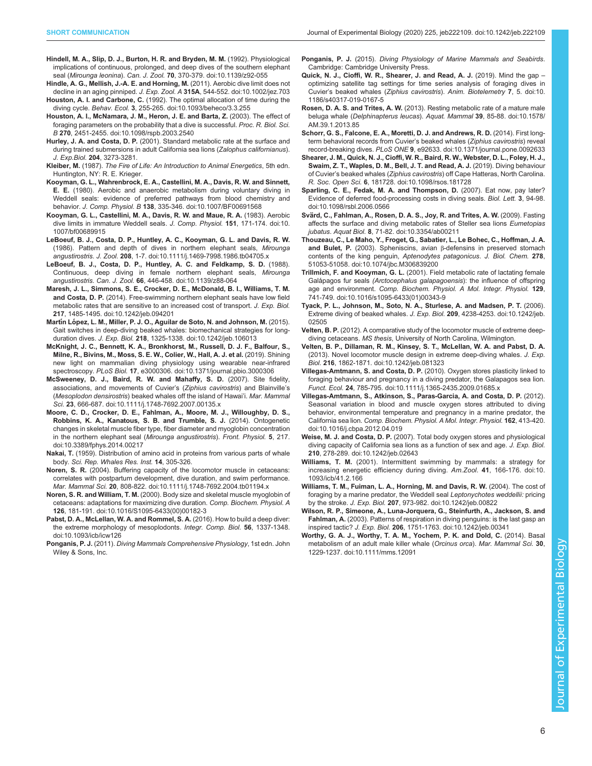**Hindell, M. A., Slip, D. J., Burton, H. R. and Bryden, M. M.** (1992). Physiological implications of continuous, prolonged, and deep dives of the southern elephant seal (*Mirounga leonina*). *Can. J. Zool.* **70**, 370-379. doi:10.1139/z92-055

**Hindle, A. G., Mellish, J.-A. E. and Horning, M.** (2011). Aerobic dive limit does not decline in an aging pinniped. *J. Exp. Zool. A* **315A**, 544-552. doi:10.1002/jez.703

**Houston, A. I. and Carbone, C.** (1992). The optimal allocation of time during the diving cycle. *Behav. Ecol.* **3**, 255-265. doi:10.1093/beheco/3.3.255

**Houston, A. I., McNamara, J. M., Heron, J. E. and Barta, Z.** (2003). The effect of foraging parameters on the probability that a dive is successful. *Proc. R. Biol. Sci. B* **270**, 2451-2455. doi:10.1098/rspb.2003.2540

**Hurley, J. A. and Costa, D. P.** (2001). Standard metabolic rate at the surface and during trained submersions in adult California sea lions (*Zalophus californianus*). *J. Exp.Biol.* **204**, 3273-3281.

**Kleiber, M.** (1987). *The Fire of Life: An Introduction to Animal Energetics*, 5th edn. Huntington, NY: R. E. Krieger.

**Kooyman, G. L., Wahrenbrock, E. A., Castellini, M. A., Davis, R. W. and Sinnett, E. E.** (1980). Aerobic and anaerobic metabolism during voluntary diving in Weddell seals: evidence of preferred pathways from blood chemistry and behavior. *J. Comp. Physiol. B* **138**, 335-346. doi:10.1007/BF00691568

**Kooyman, G. L., Castellini, M. A., Davis, R. W. and Maue, R. A.** (1983). Aerobic dive limits in immature Weddell seals. *J. Comp. Physiol.* **151**, 171-174. doi:10.1007/bf00689915

**LeBoeuf, B. J., Costa, D. P., Huntley, A. C., Kooyman, G. L. and Davis, R. W.** (1986). Pattern and depth of dives in northern elephant seals, *Mirounga angustirostris*. *J. Zool.* **208**, 1-7. doi:10.1111/j.1469-7998.1986.tb04705.x

**LeBoeuf, B. J., Costa, D. P., Huntley, A. C. and Feldkamp, S. D.** (1988). Continuous, deep diving in female northern elephant seals, *Mirounga angustirostris*. *Can. J. Zool.* **66**, 446-458. doi:10.1139/z88-064

**Maresh, J. L., Simmons, S. E., Crocker, D. E., McDonald, B. I., Williams, T. M. and Costa, D. P.** (2014). Free-swimming northern elephant seals have low field metabolic rates that are sensitive to an increased cost of transport. *J. Exp. Biol.* **217**, 1485-1495. doi:10.1242/jeb.094201

**Martín López, L. M., Miller, P. J. O., Aguilar de Soto, N. and Johnson, M.** (2015). Gait switches in deep-diving beaked whales: biomechanical strategies for long-duration dives. *J. Exp. Biol.* **218**, 1325-1338. doi:10.1242/jeb.106013

**McKnight, J. C., Bennett, K. A., Bronkhorst, M., Russell, D. J. F., Balfour, S., Milne, R., Bivins, M., Moss, S. E. W., Colier, W., Hall, A. J. et al.** (2019). Shining new light on mammalian diving physiology using wearable near-infrared spectroscopy. *PLoS Biol.* **17**, e3000306. doi:10.1371/journal.pbio.3000306

**McSweeney, D. J., Baird, R. W. and Mahaffy, S. D.** (2007). Site fidelity, associations, and movements of Cuvier's (*Ziphius cavirostris*) and Blainville's (*Mesoplodon densirostris*) beaked whales off the island of Hawai'i. *Mar. Mammal Sci.* **23**, 666-687. doi:10.1111/j.1748-7692.2007.00135.x

**Moore, C. D., Crocker, D. E., Fahlman, A., Moore, M. J., Willoughby, D. S., Robbins, K. A., Kanatous, S. B. and Trumble, S. J.** (2014). Ontogenetic changes in skeletal muscle fiber type, fiber diameter and myoglobin concentration in the northern elephant seal (*Mirounga angustirostris*). *Front. Physiol.* **5**, 217. doi:10.3389/fphys.2014.00217

**Nakai, T.** (1959). Distribution of amino acid in proteins from various parts of whale body. *Sci. Rep. Whales Res. Inst.* **14**, 305-326.

**Noren, S. R.** (2004). Buffering capacity of the locomotor muscle in cetaceans: correlates with postpartum development, dive duration, and swim performance. *Mar. Mammal Sci.* **20**, 808-822. doi:10.1111/j.1748-7692.2004.tb01194.x

**Noren, S. R. and William, T. M.** (2000). Body size and skeletal muscle myoglobin of cetaceans: adaptations for maximizing dive duration. *Comp. Biochem. Physiol. A* **126**, 181-191. doi:10.1016/S1095-6433(00)00182-3

**Pabst, D. A., McLellan, W. A. and Rommel, S. A.** (2016). How to build a deep diver: the extreme morphology of mesoplodonts. *Integr. Comp. Biol.* **56**, 1337-1348. doi:10.1093/icb/icw126

**Ponganis, P. J.** (2011). *Diving Mammals Comprehensive Physiology*, 1st edn. John Wiley & Sons, Inc.

**Ponganis, P. J.** (2015). *Diving Physiology of Marine Mammals and Seabirds*. Cambridge: Cambridge University Press.

**Quick, N. J., Cioffi, W. R., Shearer, J. and Read, A. J.** (2019). Mind the gap – optimizing satellite tag settings for time series analysis of foraging dives in Cuvier's beaked whales (*Ziphius cavirostris*). *Anim. Biotelemetry* **7**, 5. doi:10.1186/s40317-019-0167-5

**Rosen, D. A. S. and Trites, A. W.** (2013). Resting metabolic rate of a mature male beluga whale (*Delphinapterus leucas*). *Aquat. Mammal* **39**, 85-88. doi:10.1578/AM.39.1.2013.85

**Schorr, G. S., Falcone, E. A., Moretti, D. J. and Andrews, R. D.** (2014). First long-term behavioral records from Cuvier's beaked whales (*Ziphius cavirostris*) reveal record-breaking dives. *PLoS ONE* **9**, e92633. doi:10.1371/journal.pone.0092633

**Shearer, J. M., Quick, N. J., Cioffi, W. R., Baird, R. W., Webster, D. L., Foley, H. J., Swaim, Z. T., Waples, D. M., Bell, J. T. and Read, A. J.** (2019). Diving behaviour of Cuvier's beaked whales (*Ziphius cavirostris*) off Cape Hatteras, North Carolina. *R. Soc. Open Sci.* **6**, 181728. doi:10.1098/rsos.181728

**Sparling, C. E., Fedak, M. A. and Thompson, D.** (2007). Eat now, pay later? Evidence of deferred food-processing costs in diving seals. *Biol. Lett.* **3**, 94-98. doi:10.1098/rsbl.2006.0566

**Svärd, C., Fahlman, A., Rosen, D. A. S., Joy, R. and Trites, A. W.** (2009). Fasting affects the surface and diving metabolic rates of Steller sea lions *Eumetopias jubatus*. *Aquat Biol.* **8**, 71-82. doi:10.3354/ab00211

**Thouzeau, C., Le Maho, Y., Froget, G., Sabatier, L., Le Bohec, C., Hoffman, J. A. and Bulet, P.** (2003). Spheniscins, avian β-defensins in preserved stomach contents of the king penguin, *Aptenodytes patagonicus*. *J. Biol. Chem.* **278**, 51053-51058. doi:10.1074/jbc.M306839200

**Trillmich, F. and Kooyman, G. L.** (2001). Field metabolic rate of lactating female Galápagos fur seals (*Arctocephalus galapagoensis*): the influence of offspring age and environment. *Comp. Biochem. Physiol. A Mol. Integr. Physiol.* **129**, 741-749. doi:10.1016/s1095-6433(01)00343-9

**Tyack, P. L., Johnson, M., Soto, N. A., Sturlese, A. and Madsen, P. T.** (2006). Extreme diving of beaked whales. *J. Exp. Biol.* **209**, 4238-4253. doi:10.1242/jeb.02505

**Velten, B. P.** (2012). A comparative study of the locomotor muscle of extreme deep-diving cetaceans. *MS thesis*, University of North Carolina, Wilmington.

**Velten, B. P., Dillaman, R. M., Kinsey, S. T., McLellan, W. A. and Pabst, D. A.** (2013). Novel locomotor muscle design in extreme deep-diving whales. *J. Exp. Biol.* **216**, 1862-1871. doi:10.1242/jeb.081323

**Villegas-Amtmann, S. and Costa, D. P.** (2010). Oxygen stores plasticity linked to foraging behaviour and pregnancy in a diving predator, the Galapagos sea lion. *Funct. Ecol.* **24**, 785-795. doi:10.1111/j.1365-2435.2009.01685.x

**Villegas-Amtmann, S., Atkinson, S., Paras-Garcia, A. and Costa, D. P.** (2012). Seasonal variation in blood and muscle oxygen stores attributed to diving behavior, environmental temperature and pregnancy in a marine predator, the California sea lion. *Comp. Biochem. Physiol. A Mol. Integr. Physiol.* **162**, 413-420. doi:10.1016/j.cbpa.2012.04.019

**Weise, M. J. and Costa, D. P.** (2007). Total body oxygen stores and physiological diving capacity of California sea lions as a function of sex and age. *J. Exp. Biol.* **210**, 278-289. doi:10.1242/jeb.02643

**Williams, T. M.** (2001). Intermittent swimming by mammals: a strategy for increasing energetic efficiency during diving. *Am.Zool.* **41**, 166-176. doi:10.1093/icb/41.2.166

**Williams, T. M., Fuiman, L. A., Horning, M. and Davis, R. W.** (2004). The cost of foraging by a marine predator, the Weddell seal *Leptonychotes weddellii:* pricing by the stroke. *J. Exp. Biol.* **207**, 973-982. doi:10.1242/jeb.00822

**Wilson, R. P., Simeone, A., Luna-Jorquera, G., Steinfurth, A., Jackson, S. and Fahlman, A.** (2003). Patterns of respiration in diving penguins: is the last gasp an inspired tactic? *J. Exp. Biol.* **206**, 1751-1763. doi:10.1242/jeb.00341

**Worthy, G. A. J., Worthy, T. A. M., Yochem, P. K. and Dold, C.** (2014). Basal metabolism of an adult male killer whale (*Orcinus orca*). *Mar. Mammal Sci.* **30**, 1229-1237. doi:10.1111/mms.12091